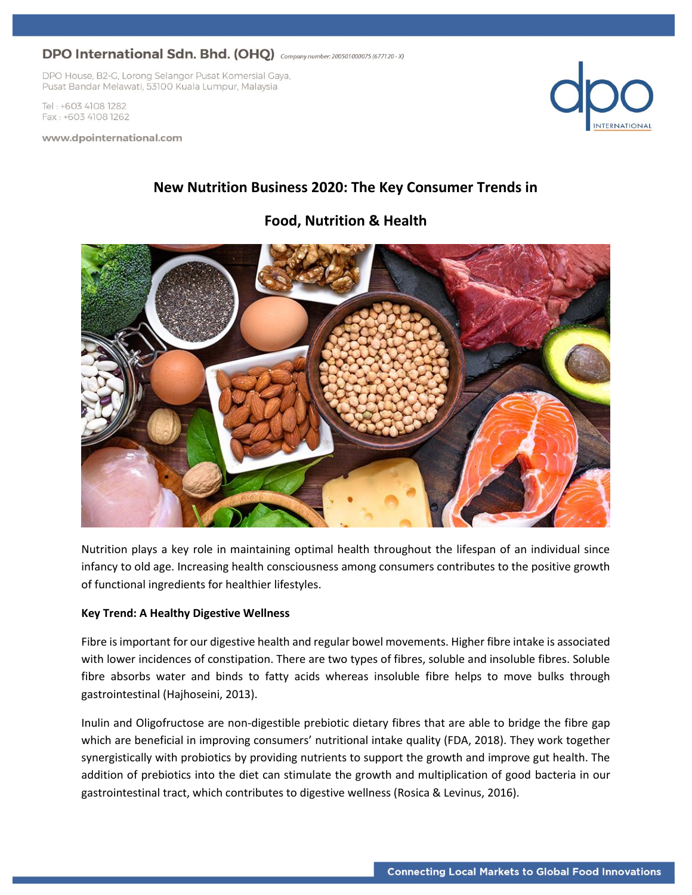**DPO International Sdn. Bhd. (OHQ)** *Company number: 200501000075 (677120 - X)*

DPO House, B2-G, Lorong Selangor Pusat Komersial Gaya,
Pusat Bandar Melawati, 53100 Kuala Lumpur, Malaysia

Tel : +603 4108 1282
Fax : +603 4108 1262

**www.dpointernational.com**

# New Nutrition Business 2020: The Key Consumer Trends in Food, Nutrition & Health

Nutrition plays a key role in maintaining optimal health throughout the lifespan of an individual since infancy to old age. Increasing health consciousness among consumers contributes to the positive growth of functional ingredients for healthier lifestyles.

**Key Trend: A Healthy Digestive Wellness**

Fibre is important for our digestive health and regular bowel movements. Higher fibre intake is associated with lower incidences of constipation. There are two types of fibres, soluble and insoluble fibres. Soluble fibre absorbs water and binds to fatty acids whereas insoluble fibre helps to move bulks through gastrointestinal (Hajhoseini, 2013).

Inulin and Oligofructose are non-digestible prebiotic dietary fibres that are able to bridge the fibre gap which are beneficial in improving consumers' nutritional intake quality (FDA, 2018). They work together synergistically with probiotics by providing nutrients to support the growth and improve gut health. The addition of prebiotics into the diet can stimulate the growth and multiplication of good bacteria in our gastrointestinal tract, which contributes to digestive wellness (Rosica & Levinus, 2016).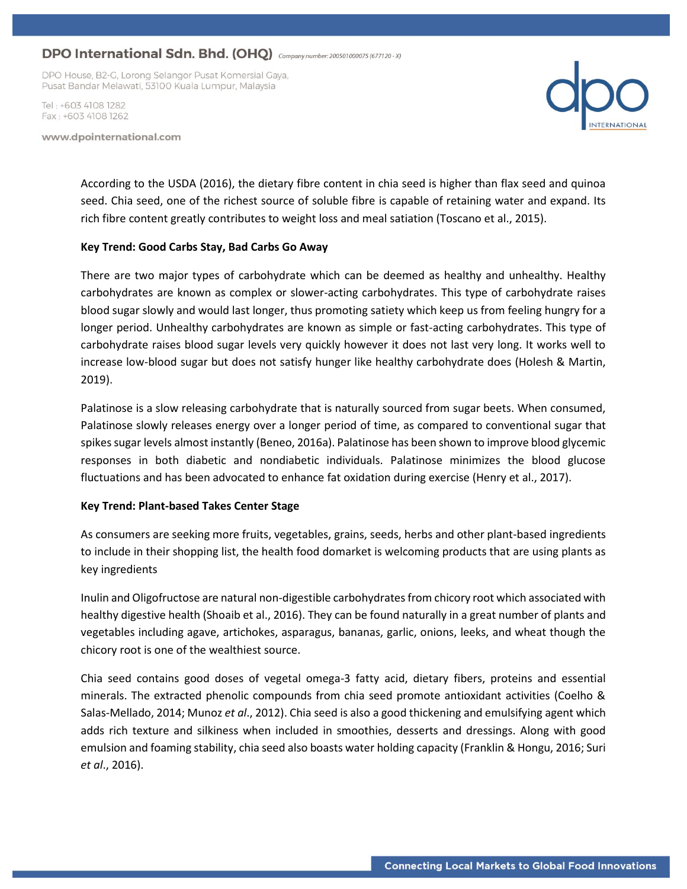According to the USDA (2016), the dietary fibre content in chia seed is higher than flax seed and quinoa seed. Chia seed, one of the richest source of soluble fibre is capable of retaining water and expand. Its rich fibre content greatly contributes to weight loss and meal satiation (Toscano et al., 2015).

**Key Trend: Good Carbs Stay, Bad Carbs Go Away**

There are two major types of carbohydrate which can be deemed as healthy and unhealthy. Healthy carbohydrates are known as complex or slower-acting carbohydrates. This type of carbohydrate raises blood sugar slowly and would last longer, thus promoting satiety which keep us from feeling hungry for a longer period. Unhealthy carbohydrates are known as simple or fast-acting carbohydrates. This type of carbohydrate raises blood sugar levels very quickly however it does not last very long. It works well to increase low-blood sugar but does not satisfy hunger like healthy carbohydrate does (Holesh & Martin, 2019).

Palatinose is a slow releasing carbohydrate that is naturally sourced from sugar beets. When consumed, Palatinose slowly releases energy over a longer period of time, as compared to conventional sugar that spikes sugar levels almost instantly (Beneo, 2016a). Palatinose has been shown to improve blood glycemic responses in both diabetic and nondiabetic individuals. Palatinose minimizes the blood glucose fluctuations and has been advocated to enhance fat oxidation during exercise (Henry et al., 2017).

**Key Trend: Plant-based Takes Center Stage**

As consumers are seeking more fruits, vegetables, grains, seeds, herbs and other plant-based ingredients to include in their shopping list, the health food domarket is welcoming products that are using plants as key ingredients

Inulin and Oligofructose are natural non-digestible carbohydrates from chicory root which associated with healthy digestive health (Shoaib et al., 2016). They can be found naturally in a great number of plants and vegetables including agave, artichokes, asparagus, bananas, garlic, onions, leeks, and wheat though the chicory root is one of the wealthiest source.

Chia seed contains good doses of vegetal omega-3 fatty acid, dietary fibers, proteins and essential minerals. The extracted phenolic compounds from chia seed promote antioxidant activities (Coelho & Salas-Mellado, 2014; Munoz *et al*., 2012). Chia seed is also a good thickening and emulsifying agent which adds rich texture and silkiness when included in smoothies, desserts and dressings. Along with good emulsion and foaming stability, chia seed also boasts water holding capacity (Franklin & Hongu, 2016; Suri *et al*., 2016).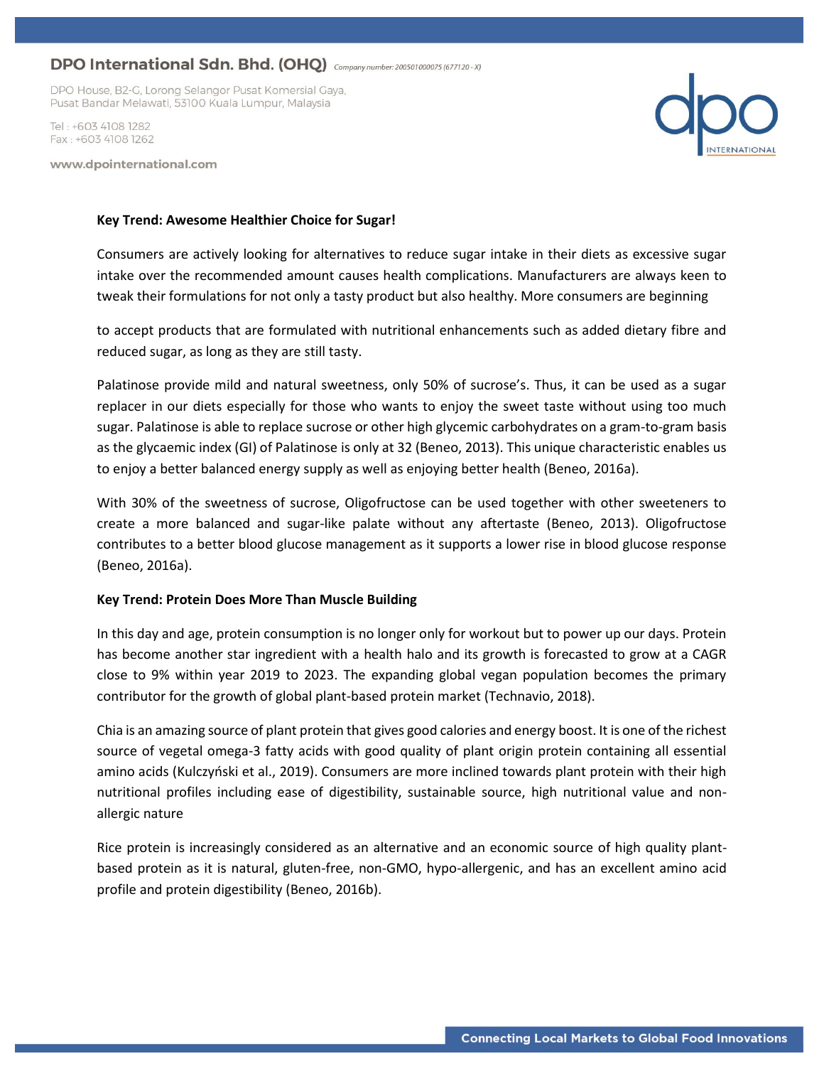**Key Trend: Awesome Healthier Choice for Sugar!**

Consumers are actively looking for alternatives to reduce sugar intake in their diets as excessive sugar intake over the recommended amount causes health complications. Manufacturers are always keen to tweak their formulations for not only a tasty product but also healthy. More consumers are beginning to accept products that are formulated with nutritional enhancements such as added dietary fibre and reduced sugar, as long as they are still tasty.

Palatinose provide mild and natural sweetness, only 50% of sucrose's. Thus, it can be used as a sugar replacer in our diets especially for those who wants to enjoy the sweet taste without using too much sugar. Palatinose is able to replace sucrose or other high glycemic carbohydrates on a gram-to-gram basis as the glycaemic index (GI) of Palatinose is only at 32 (Beneo, 2013). This unique characteristic enables us to enjoy a better balanced energy supply as well as enjoying better health (Beneo, 2016a).

With 30% of the sweetness of sucrose, Oligofructose can be used together with other sweeteners to create a more balanced and sugar-like palate without any aftertaste (Beneo, 2013). Oligofructose contributes to a better blood glucose management as it supports a lower rise in blood glucose response (Beneo, 2016a).

**Key Trend: Protein Does More Than Muscle Building**

In this day and age, protein consumption is no longer only for workout but to power up our days. Protein has become another star ingredient with a health halo and its growth is forecasted to grow at a CAGR close to 9% within year 2019 to 2023. The expanding global vegan population becomes the primary contributor for the growth of global plant-based protein market (Technavio, 2018).

Chia is an amazing source of plant protein that gives good calories and energy boost. It is one of the richest source of vegetal omega-3 fatty acids with good quality of plant origin protein containing all essential amino acids (Kulczyński et al., 2019). Consumers are more inclined towards plant protein with their high nutritional profiles including ease of digestibility, sustainable source, high nutritional value and non-allergic nature

Rice protein is increasingly considered as an alternative and an economic source of high quality plant-based protein as it is natural, gluten-free, non-GMO, hypo-allergenic, and has an excellent amino acid profile and protein digestibility (Beneo, 2016b).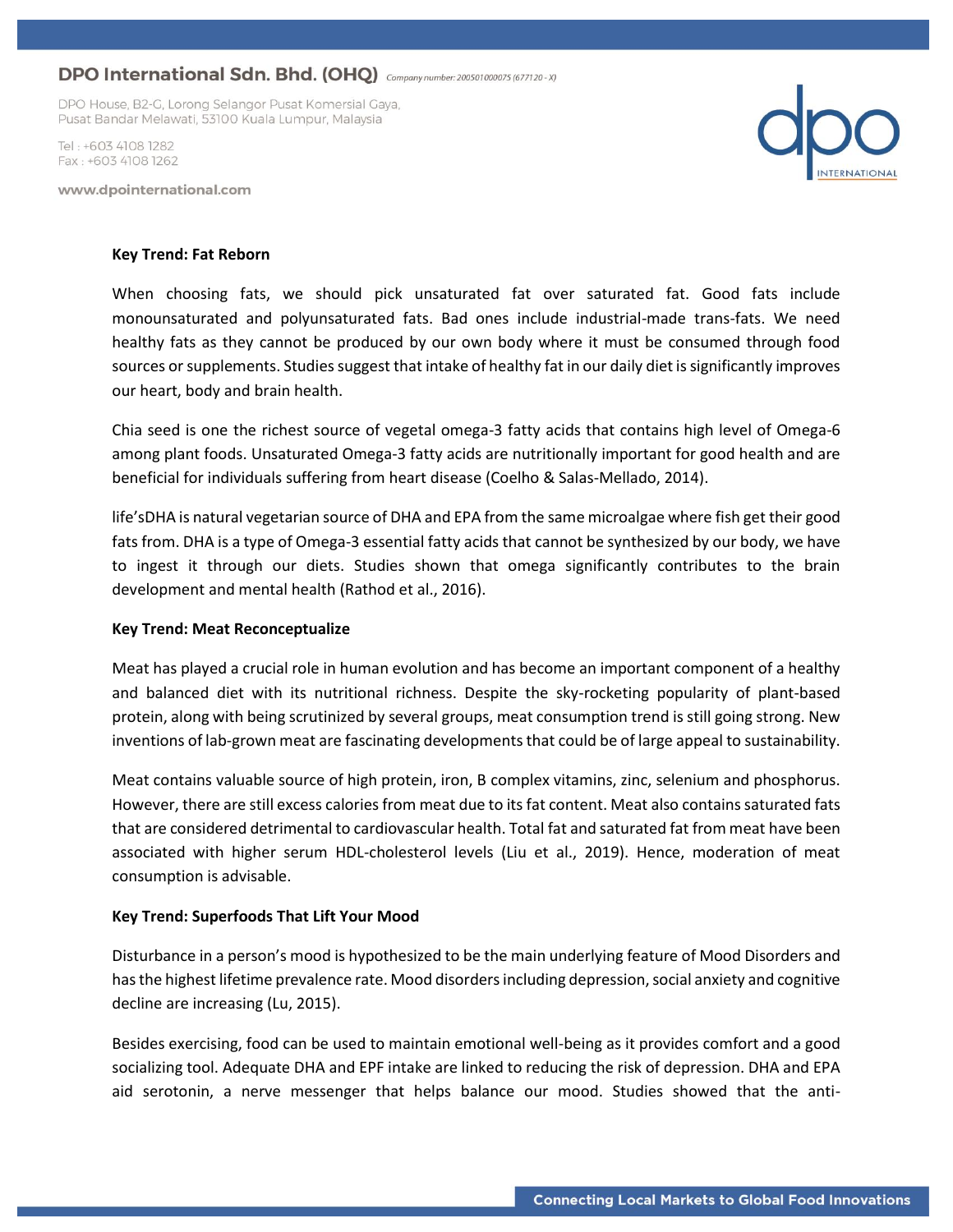**Key Trend: Fat Reborn**

When choosing fats, we should pick unsaturated fat over saturated fat. Good fats include monounsaturated and polyunsaturated fats. Bad ones include industrial-made trans-fats. We need healthy fats as they cannot be produced by our own body where it must be consumed through food sources or supplements. Studies suggest that intake of healthy fat in our daily diet is significantly improves our heart, body and brain health.

Chia seed is one the richest source of vegetal omega-3 fatty acids that contains high level of Omega-6 among plant foods. Unsaturated Omega-3 fatty acids are nutritionally important for good health and are beneficial for individuals suffering from heart disease (Coelho & Salas-Mellado, 2014).

life'sDHA is natural vegetarian source of DHA and EPA from the same microalgae where fish get their good fats from. DHA is a type of Omega-3 essential fatty acids that cannot be synthesized by our body, we have to ingest it through our diets. Studies shown that omega significantly contributes to the brain development and mental health (Rathod et al., 2016).

**Key Trend: Meat Reconceptualize**

Meat has played a crucial role in human evolution and has become an important component of a healthy and balanced diet with its nutritional richness. Despite the sky-rocketing popularity of plant-based protein, along with being scrutinized by several groups, meat consumption trend is still going strong. New inventions of lab-grown meat are fascinating developments that could be of large appeal to sustainability.

Meat contains valuable source of high protein, iron, B complex vitamins, zinc, selenium and phosphorus. However, there are still excess calories from meat due to its fat content. Meat also contains saturated fats that are considered detrimental to cardiovascular health. Total fat and saturated fat from meat have been associated with higher serum HDL-cholesterol levels (Liu et al., 2019). Hence, moderation of meat consumption is advisable.

**Key Trend: Superfoods That Lift Your Mood**

Disturbance in a person's mood is hypothesized to be the main underlying feature of Mood Disorders and has the highest lifetime prevalence rate. Mood disorders including depression, social anxiety and cognitive decline are increasing (Lu, 2015).

Besides exercising, food can be used to maintain emotional well-being as it provides comfort and a good socializing tool. Adequate DHA and EPF intake are linked to reducing the risk of depression. DHA and EPA aid serotonin, a nerve messenger that helps balance our mood. Studies showed that the anti-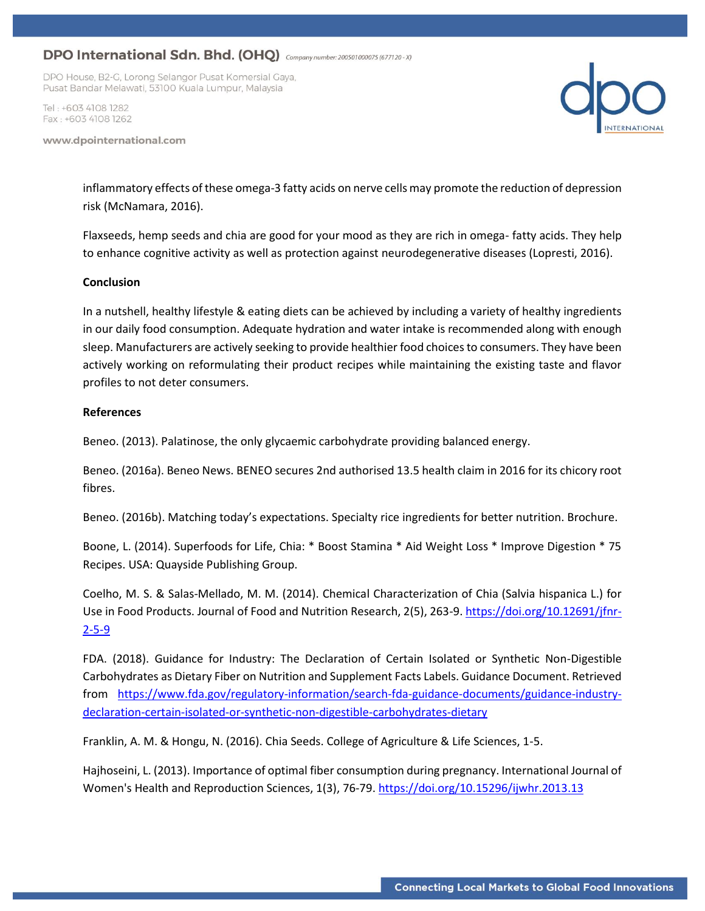inflammatory effects of these omega-3 fatty acids on nerve cells may promote the reduction of depression risk (McNamara, 2016).

Flaxseeds, hemp seeds and chia are good for your mood as they are rich in omega- fatty acids. They help to enhance cognitive activity as well as protection against neurodegenerative diseases (Lopresti, 2016).

**Conclusion**

In a nutshell, healthy lifestyle & eating diets can be achieved by including a variety of healthy ingredients in our daily food consumption. Adequate hydration and water intake is recommended along with enough sleep. Manufacturers are actively seeking to provide healthier food choices to consumers. They have been actively working on reformulating their product recipes while maintaining the existing taste and flavor profiles to not deter consumers.

**References**

Beneo. (2013). Palatinose, the only glycaemic carbohydrate providing balanced energy.

Beneo. (2016a). Beneo News. BENEO secures 2nd authorised 13.5 health claim in 2016 for its chicory root fibres.

Beneo. (2016b). Matching today's expectations. Specialty rice ingredients for better nutrition. Brochure.

Boone, L. (2014). Superfoods for Life, Chia: * Boost Stamina * Aid Weight Loss * Improve Digestion * 75 Recipes. USA: Quayside Publishing Group.

Coelho, M. S. & Salas-Mellado, M. M. (2014). Chemical Characterization of Chia (Salvia hispanica L.) for Use in Food Products. Journal of Food and Nutrition Research, 2(5), 263-9. https://doi.org/10.12691/jfnr-2-5-9

FDA. (2018). Guidance for Industry: The Declaration of Certain Isolated or Synthetic Non-Digestible Carbohydrates as Dietary Fiber on Nutrition and Supplement Facts Labels. Guidance Document. Retrieved from https://www.fda.gov/regulatory-information/search-fda-guidance-documents/guidance-industry-declaration-certain-isolated-or-synthetic-non-digestible-carbohydrates-dietary

Franklin, A. M. & Hongu, N. (2016). Chia Seeds. College of Agriculture & Life Sciences, 1-5.

Hajhoseini, L. (2013). Importance of optimal fiber consumption during pregnancy. International Journal of Women's Health and Reproduction Sciences, 1(3), 76-79. https://doi.org/10.15296/ijwhr.2013.13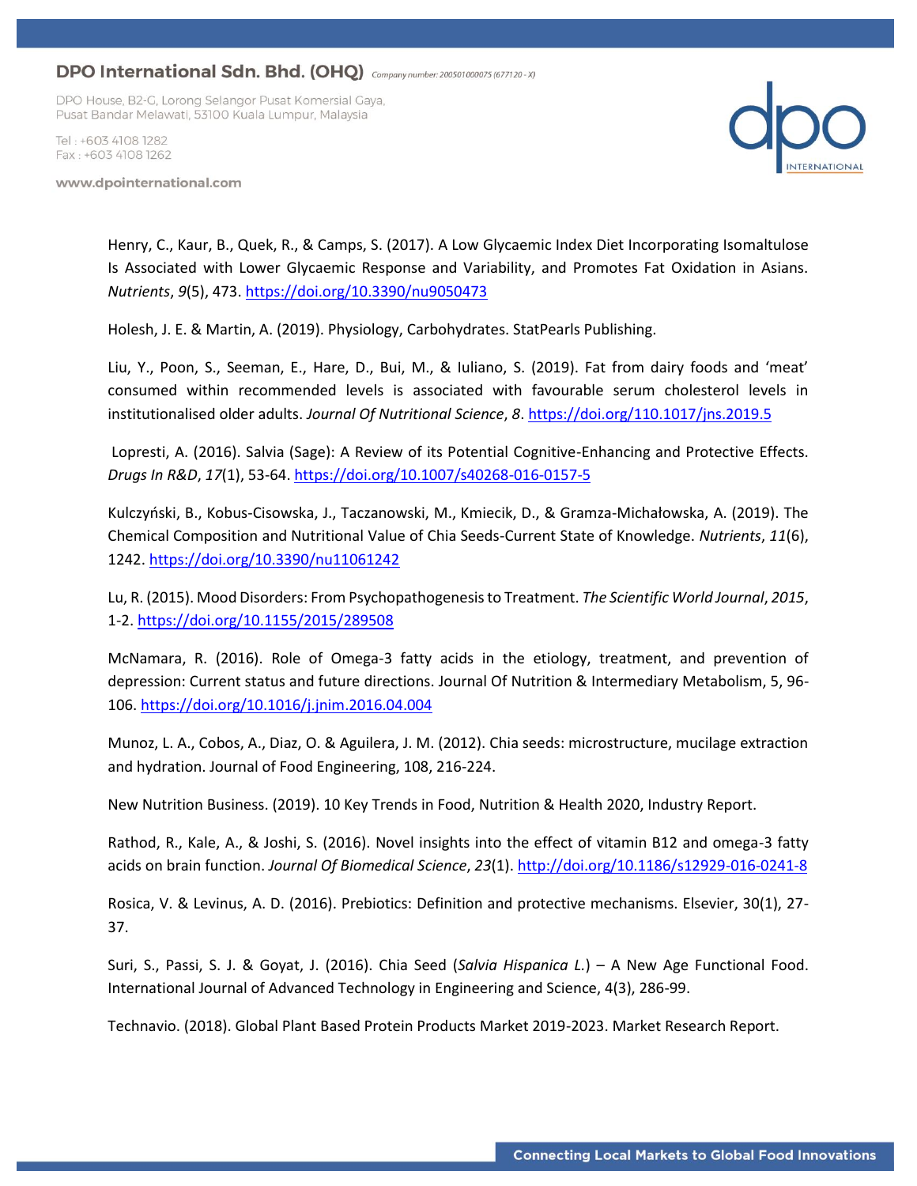Henry, C., Kaur, B., Quek, R., & Camps, S. (2017). A Low Glycaemic Index Diet Incorporating Isomaltulose Is Associated with Lower Glycaemic Response and Variability, and Promotes Fat Oxidation in Asians. *Nutrients*, *9*(5), 473. https://doi.org/10.3390/nu9050473

Holesh, J. E. & Martin, A. (2019). Physiology, Carbohydrates. StatPearls Publishing.

Liu, Y., Poon, S., Seeman, E., Hare, D., Bui, M., & Iuliano, S. (2019). Fat from dairy foods and 'meat' consumed within recommended levels is associated with favourable serum cholesterol levels in institutionalised older adults. *Journal Of Nutritional Science*, *8*. https://doi.org/110.1017/jns.2019.5

Lopresti, A. (2016). Salvia (Sage): A Review of its Potential Cognitive-Enhancing and Protective Effects. *Drugs In R&D*, *17*(1), 53-64. https://doi.org/10.1007/s40268-016-0157-5

Kulczyński, B., Kobus-Cisowska, J., Taczanowski, M., Kmiecik, D., & Gramza-Michałowska, A. (2019). The Chemical Composition and Nutritional Value of Chia Seeds-Current State of Knowledge. *Nutrients*, *11*(6), 1242. https://doi.org/10.3390/nu11061242

Lu, R. (2015). Mood Disorders: From Psychopathogenesis to Treatment. *The Scientific World Journal*, *2015*, 1-2. https://doi.org/10.1155/2015/289508

McNamara, R. (2016). Role of Omega-3 fatty acids in the etiology, treatment, and prevention of depression: Current status and future directions. Journal Of Nutrition & Intermediary Metabolism, 5, 96-106. https://doi.org/10.1016/j.jnim.2016.04.004

Munoz, L. A., Cobos, A., Diaz, O. & Aguilera, J. M. (2012). Chia seeds: microstructure, mucilage extraction and hydration. Journal of Food Engineering, 108, 216-224.

New Nutrition Business. (2019). 10 Key Trends in Food, Nutrition & Health 2020, Industry Report.

Rathod, R., Kale, A., & Joshi, S. (2016). Novel insights into the effect of vitamin B12 and omega-3 fatty acids on brain function. *Journal Of Biomedical Science*, *23*(1). http://doi.org/10.1186/s12929-016-0241-8

Rosica, V. & Levinus, A. D. (2016). Prebiotics: Definition and protective mechanisms. Elsevier, 30(1), 27-37.

Suri, S., Passi, S. J. & Goyat, J. (2016). Chia Seed (*Salvia Hispanica L.*) – A New Age Functional Food. International Journal of Advanced Technology in Engineering and Science, 4(3), 286-99.

Technavio. (2018). Global Plant Based Protein Products Market 2019-2023. Market Research Report.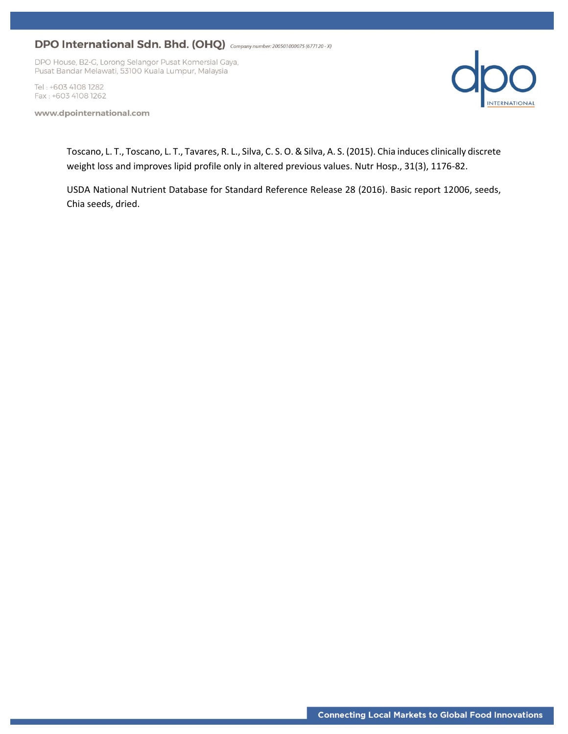Toscano, L. T., Toscano, L. T., Tavares, R. L., Silva, C. S. O. & Silva, A. S. (2015). Chia induces clinically discrete weight loss and improves lipid profile only in altered previous values. Nutr Hosp., 31(3), 1176-82.

USDA National Nutrient Database for Standard Reference Release 28 (2016). Basic report 12006, seeds, Chia seeds, dried.